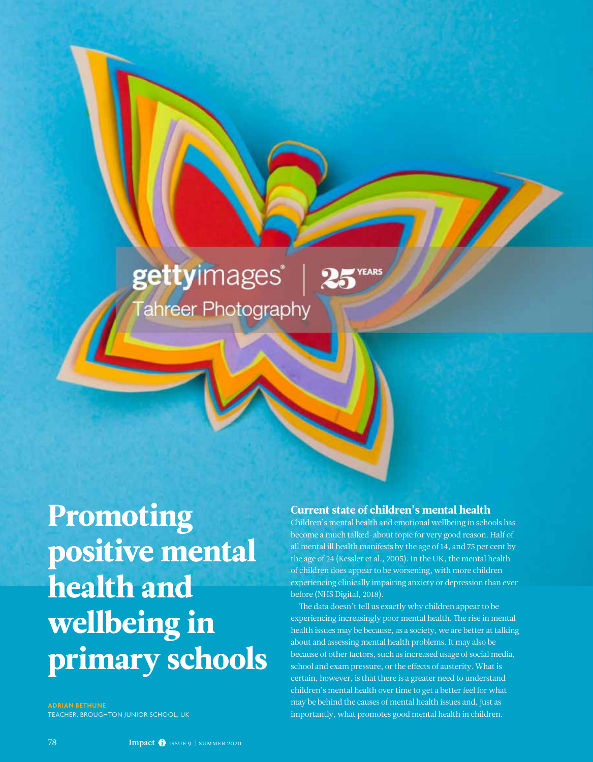# Promoting positive mental health and wellbeing in primary schools

ADRIAN BETHUNE
TEACHER, BROUGHTON JUNIOR SCHOOL, UK

## Current state of children's mental health

Children's mental health and emotional wellbeing in schools has become a much talked-about topic for very good reason. Half of all mental ill health manifests by the age of 14, and 75 per cent by the age of 24 (Kessler et al., 2005). In the UK, the mental health of children does appear to be worsening, with more children experiencing clinically impairing anxiety or depression than ever before (NHS Digital, 2018).

The data doesn't tell us exactly why children appear to be experiencing increasingly poor mental health. The rise in mental health issues may be because, as a society, we are better at talking about and assessing mental health problems. It may also be because of other factors, such as increased usage of social media, school and exam pressure, or the effects of austerity. What is certain, however, is that there is a greater need to understand children's mental health over time to get a better feel for what may be behind the causes of mental health issues and, just as importantly, what promotes good mental health in children.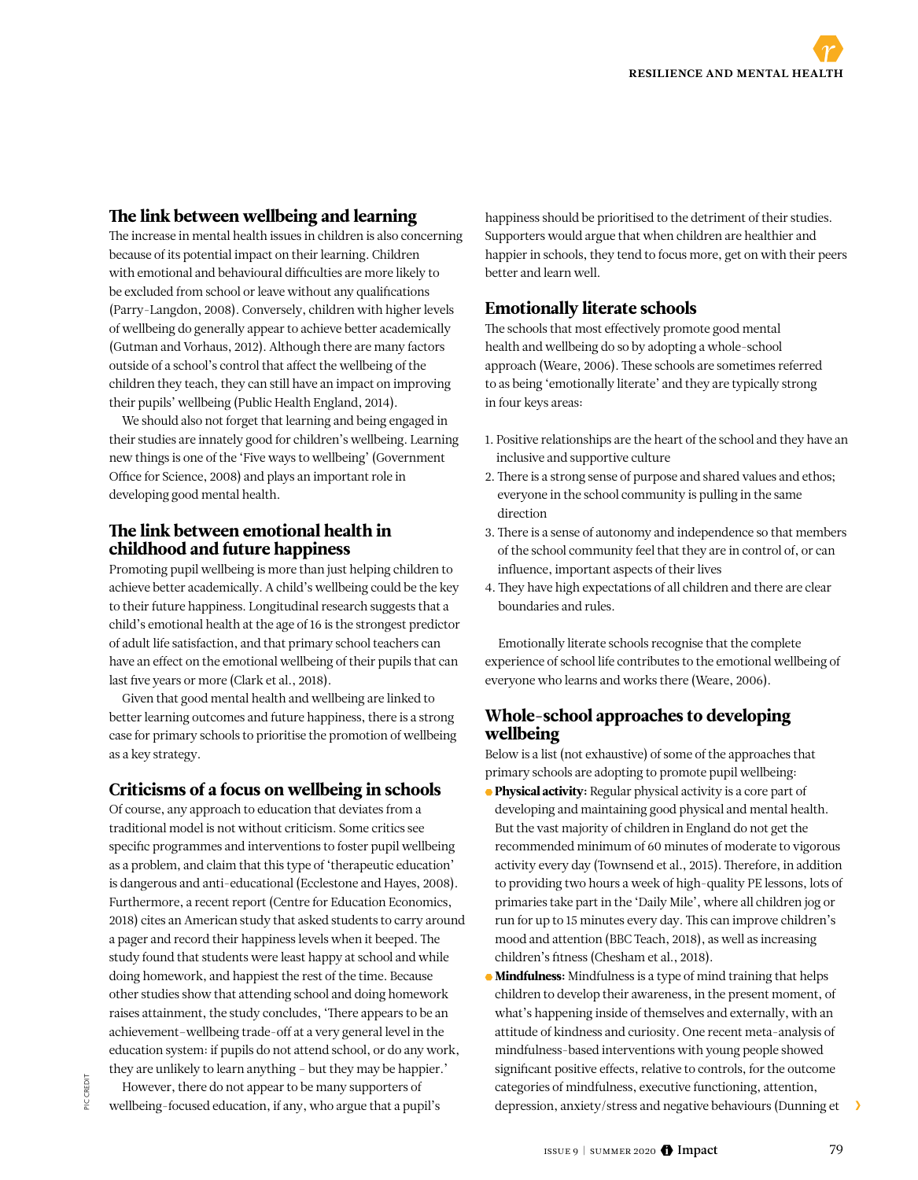## The link between wellbeing and learning

The increase in mental health issues in children is also concerning because of its potential impact on their learning. Children with emotional and behavioural difficulties are more likely to be excluded from school or leave without any qualifications (Parry-Langdon, 2008). Conversely, children with higher levels of wellbeing do generally appear to achieve better academically (Gutman and Vorhaus, 2012). Although there are many factors outside of a school's control that affect the wellbeing of the children they teach, they can still have an impact on improving their pupils' wellbeing (Public Health England, 2014).

We should also not forget that learning and being engaged in their studies are innately good for children's wellbeing. Learning new things is one of the 'Five ways to wellbeing' (Government Office for Science, 2008) and plays an important role in developing good mental health.

## The link between emotional health in childhood and future happiness

Promoting pupil wellbeing is more than just helping children to achieve better academically. A child's wellbeing could be the key to their future happiness. Longitudinal research suggests that a child's emotional health at the age of 16 is the strongest predictor of adult life satisfaction, and that primary school teachers can have an effect on the emotional wellbeing of their pupils that can last five years or more (Clark et al., 2018).

Given that good mental health and wellbeing are linked to better learning outcomes and future happiness, there is a strong case for primary schools to prioritise the promotion of wellbeing as a key strategy.

## Criticisms of a focus on wellbeing in schools

Of course, any approach to education that deviates from a traditional model is not without criticism. Some critics see specific programmes and interventions to foster pupil wellbeing as a problem, and claim that this type of 'therapeutic education' is dangerous and anti-educational (Ecclestone and Hayes, 2008). Furthermore, a recent report (Centre for Education Economics, 2018) cites an American study that asked students to carry around a pager and record their happiness levels when it beeped. The study found that students were least happy at school and while doing homework, and happiest the rest of the time. Because other studies show that attending school and doing homework raises attainment, the study concludes, 'There appears to be an achievement-wellbeing trade-off at a very general level in the education system: if pupils do not attend school, or do any work, they are unlikely to learn anything – but they may be happier.'

However, there do not appear to be many supporters of wellbeing-focused education, if any, who argue that a pupil's happiness should be prioritised to the detriment of their studies. Supporters would argue that when children are healthier and happier in schools, they tend to focus more, get on with their peers better and learn well.

## Emotionally literate schools

The schools that most effectively promote good mental health and wellbeing do so by adopting a whole-school approach (Weare, 2006). These schools are sometimes referred to as being 'emotionally literate' and they are typically strong in four keys areas:

1. Positive relationships are the heart of the school and they have an inclusive and supportive culture
2. There is a strong sense of purpose and shared values and ethos; everyone in the school community is pulling in the same direction
3. There is a sense of autonomy and independence so that members of the school community feel that they are in control of, or can influence, important aspects of their lives
4. They have high expectations of all children and there are clear boundaries and rules.

Emotionally literate schools recognise that the complete experience of school life contributes to the emotional wellbeing of everyone who learns and works there (Weare, 2006).

## Whole-school approaches to developing wellbeing

Below is a list (not exhaustive) of some of the approaches that primary schools are adopting to promote pupil wellbeing:

- **Physical activity:** Regular physical activity is a core part of developing and maintaining good physical and mental health. But the vast majority of children in England do not get the recommended minimum of 60 minutes of moderate to vigorous activity every day (Townsend et al., 2015). Therefore, in addition to providing two hours a week of high-quality PE lessons, lots of primaries take part in the 'Daily Mile', where all children jog or run for up to 15 minutes every day. This can improve children's mood and attention (BBC Teach, 2018), as well as increasing children's fitness (Chesham et al., 2018).
- **Mindfulness:** Mindfulness is a type of mind training that helps children to develop their awareness, in the present moment, of what's happening inside of themselves and externally, with an attitude of kindness and curiosity. One recent meta-analysis of mindfulness-based interventions with young people showed significant positive effects, relative to controls, for the outcome categories of mindfulness, executive functioning, attention, depression, anxiety/stress and negative behaviours (Dunning et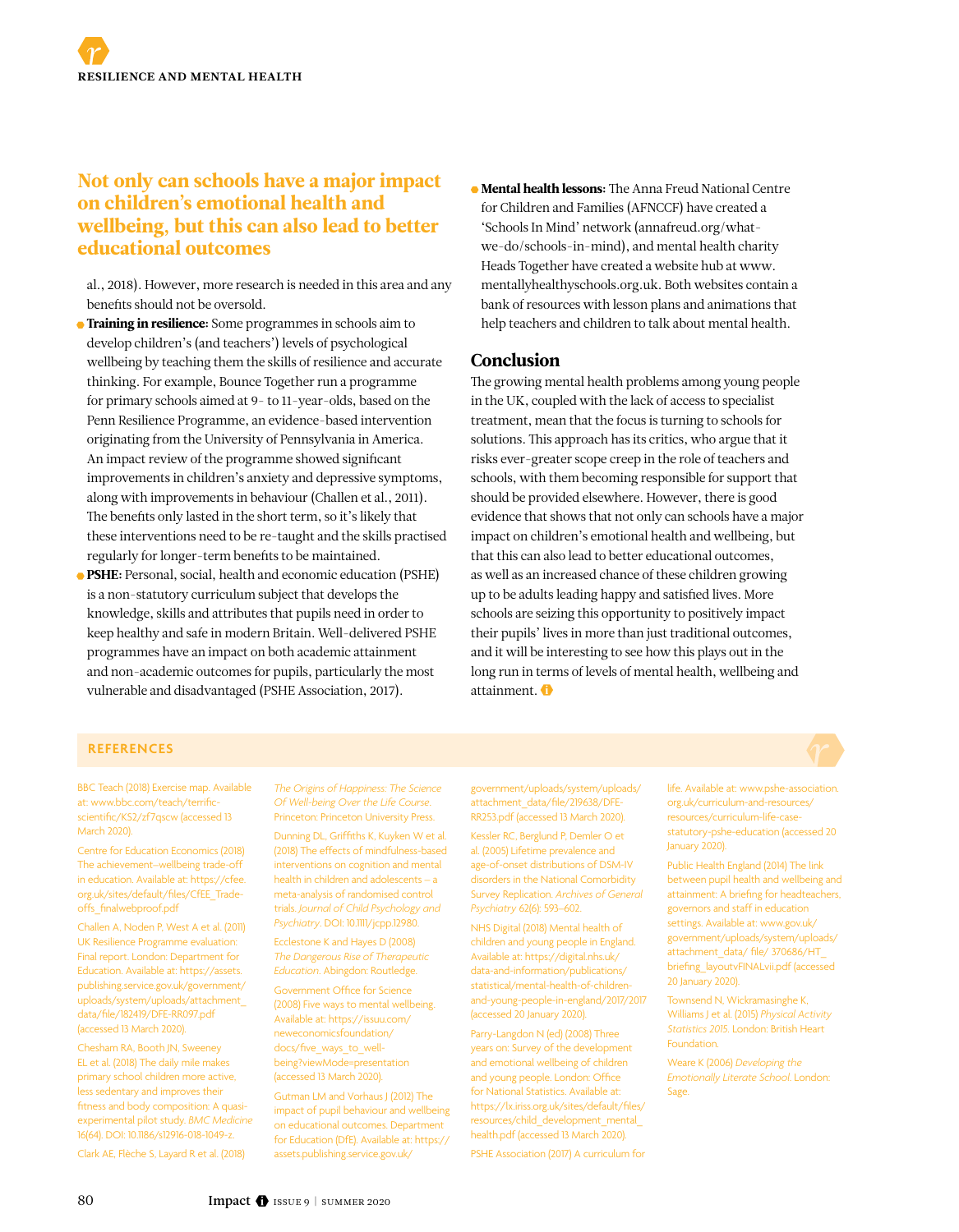**Not only can schools have a major impact on children's emotional health and wellbeing, but this can also lead to better educational outcomes**

al., 2018). However, more research is needed in this area and any benefits should not be oversold.

- **Training in resilience:** Some programmes in schools aim to develop children's (and teachers') levels of psychological wellbeing by teaching them the skills of resilience and accurate thinking. For example, Bounce Together run a programme for primary schools aimed at 9- to 11-year-olds, based on the Penn Resilience Programme, an evidence-based intervention originating from the University of Pennsylvania in America. An impact review of the programme showed significant improvements in children's anxiety and depressive symptoms, along with improvements in behaviour (Challen et al., 2011). The benefits only lasted in the short term, so it's likely that these interventions need to be re-taught and the skills practised regularly for longer-term benefits to be maintained.
- **PSHE:** Personal, social, health and economic education (PSHE) is a non-statutory curriculum subject that develops the knowledge, skills and attributes that pupils need in order to keep healthy and safe in modern Britain. Well-delivered PSHE programmes have an impact on both academic attainment and non-academic outcomes for pupils, particularly the most vulnerable and disadvantaged (PSHE Association, 2017).
- **Mental health lessons:** The Anna Freud National Centre for Children and Families (AFNCCF) have created a 'Schools In Mind' network (annafreud.org/what-we-do/schools-in-mind), and mental health charity Heads Together have created a website hub at www.mentallyhealthyschools.org.uk. Both websites contain a bank of resources with lesson plans and animations that help teachers and children to talk about mental health.

## Conclusion

The growing mental health problems among young people in the UK, coupled with the lack of access to specialist treatment, mean that the focus is turning to schools for solutions. This approach has its critics, who argue that it risks ever-greater scope creep in the role of teachers and schools, with them becoming responsible for support that should be provided elsewhere. However, there is good evidence that shows that not only can schools have a major impact on children's emotional health and wellbeing, but that this can also lead to better educational outcomes, as well as an increased chance of these children growing up to be adults leading happy and satisfied lives. More schools are seizing this opportunity to positively impact their pupils' lives in more than just traditional outcomes, and it will be interesting to see how this plays out in the long run in terms of levels of mental health, wellbeing and attainment.

## REFERENCES

BBC Teach (2018) Exercise map. Available at: www.bbc.com/teach/terrific-scientific/KS2/zf7qscw (accessed 13 March 2020).

Centre for Education Economics (2018) The achievement–wellbeing trade-off in education. Available at: https://cfee.org.uk/sites/default/files/CfEE_Trade-offs_finalwebproof.pdf

Challen A, Noden P, West A et al. (2011) UK Resilience Programme evaluation: Final report. London: Department for Education. Available at: https://assets.publishing.service.gov.uk/government/uploads/system/uploads/attachment_data/file/182419/DFE-RR097.pdf (accessed 13 March 2020).

Chesham RA, Booth JN, Sweeney EL et al. (2018) The daily mile makes primary school children more active, less sedentary and improves their fitness and body composition: A quasi-experimental pilot study. *BMC Medicine* 16(64). DOI: 10.1186/s12916-018-1049-z.

Clark AE, Flèche S, Layard R et al. (2018) *The Origins of Happiness: The Science Of Well-being Over the Life Course.* Princeton: Princeton University Press.

Dunning DL, Griffiths K, Kuyken W et al. (2018) The effects of mindfulness-based interventions on cognition and mental health in children and adolescents – a meta-analysis of randomised control trials. *Journal of Child Psychology and Psychiatry*. DOI: 10.1111/jcpp.12980.

Ecclestone K and Hayes D (2008) *The Dangerous Rise of Therapeutic Education.* Abingdon: Routledge.

Government Office for Science (2008) Five ways to mental wellbeing. Available at: https://issuu.com/neweconomicsfoundation/docs/five_ways_to_well-being?viewMode=presentation (accessed 13 March 2020).

Gutman LM and Vorhaus J (2012) The impact of pupil behaviour and wellbeing on educational outcomes. Department for Education (DfE). Available at: https://assets.publishing.service.gov.uk/government/uploads/system/uploads/attachment_data/file/219638/DFE-RR253.pdf (accessed 13 March 2020).

Kessler RC, Berglund P, Demler O et al. (2005) Lifetime prevalence and age-of-onset distributions of DSM-IV disorders in the National Comorbidity Survey Replication. *Archives of General Psychiatry* 62(6): 593–602.

NHS Digital (2018) Mental health of children and young people in England. Available at: https://digital.nhs.uk/data-and-information/publications/statistical/mental-health-of-children-and-young-people-in-england/2017/2017 (accessed 20 January 2020).

Parry-Langdon N (ed) (2008) Three years on: Survey of the development and emotional wellbeing of children and young people. London: Office for National Statistics. Available at: https://lx.iriss.org.uk/sites/default/files/resources/child_development_mental_health.pdf (accessed 13 March 2020).

PSHE Association (2017) A curriculum for life. Available at: www.pshe-association.org.uk/curriculum-and-resources/resources/curriculum-life-case-statutory-pshe-education (accessed 20 January 2020).

Public Health England (2014) The link between pupil health and wellbeing and attainment: A briefing for headteachers, governors and staff in education settings. Available at: www.gov.uk/government/uploads/system/uploads/attachment_data/ file/ 370686/HT_briefing_layoutvFINALvii.pdf (accessed 20 January 2020).

Townsend N, Wickramasinghe K, Williams J et al. (2015) *Physical Activity Statistics 2015.* London: British Heart Foundation.

Weare K (2006) *Developing the Emotionally Literate School.* London: Sage.